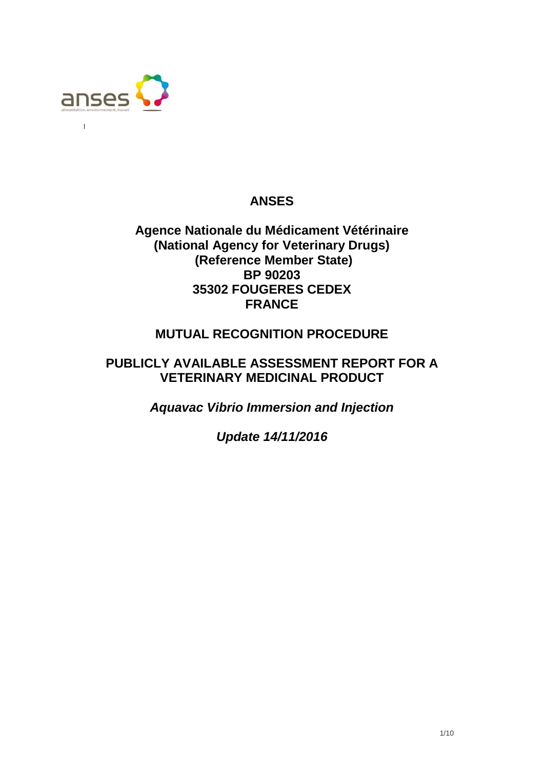**ANSES**

**Agence Nationale du Médicament Vétérinaire**
**(National Agency for Veterinary Drugs)**
**(Reference Member State)**
**BP 90203**
**35302 FOUGERES CEDEX**
**FRANCE**

**MUTUAL RECOGNITION PROCEDURE**

**PUBLICLY AVAILABLE ASSESSMENT REPORT FOR A VETERINARY MEDICINAL PRODUCT**

***Aquavac Vibrio Immersion and Injection***

***Update 14/11/2016***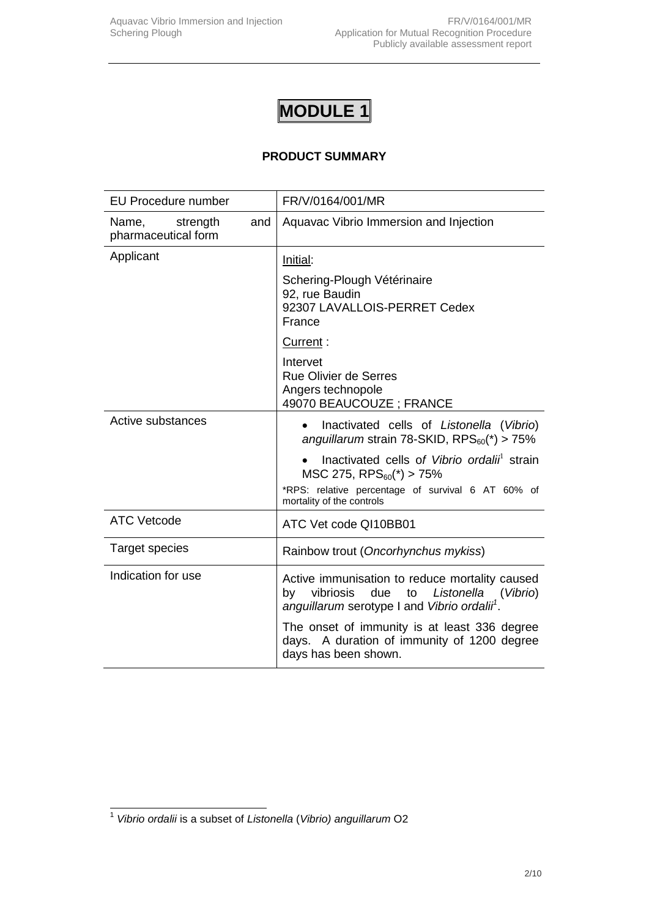# MODULE 1

**PRODUCT SUMMARY**

| EU Procedure number | FR/V/0164/001/MR |
|---|---|
| Name, strength and pharmaceutical form | Aquavac Vibrio Immersion and Injection |
| Applicant | Initial:<br>Schering-Plough Vétérinaire<br>92, rue Baudin<br>92307 LAVALLOIS-PERRET Cedex<br>France<br>Current :<br>Intervet<br>Rue Olivier de Serres<br>Angers technopole<br>49070 BEAUCOUZE ; FRANCE |
| Active substances | • Inactivated cells of *Listonella* (*Vibrio*) *anguillarum* strain 78-SKID, $RPS_{60}$(*) > 75%<br>• Inactivated cells of *Vibrio ordalii*[1] strain MSC 275, $RPS_{60}$(*) > 75%<br>*RPS: relative percentage of survival 6 AT 60% of mortality of the controls |
| ATC Vetcode | ATC Vet code QI10BB01 |
| Target species | Rainbow trout (*Oncorhynchus mykiss*) |
| Indication for use | Active immunisation to reduce mortality caused by vibriosis due to *Listonella* (*Vibrio*) *anguillarum* serotype I and *Vibrio ordalii*[1].<br>The onset of immunity is at least 336 degree days. A duration of immunity of 1200 degree days has been shown. |

[1] *Vibrio ordalii* is a subset of *Listonella* (*Vibrio) anguillarum* O2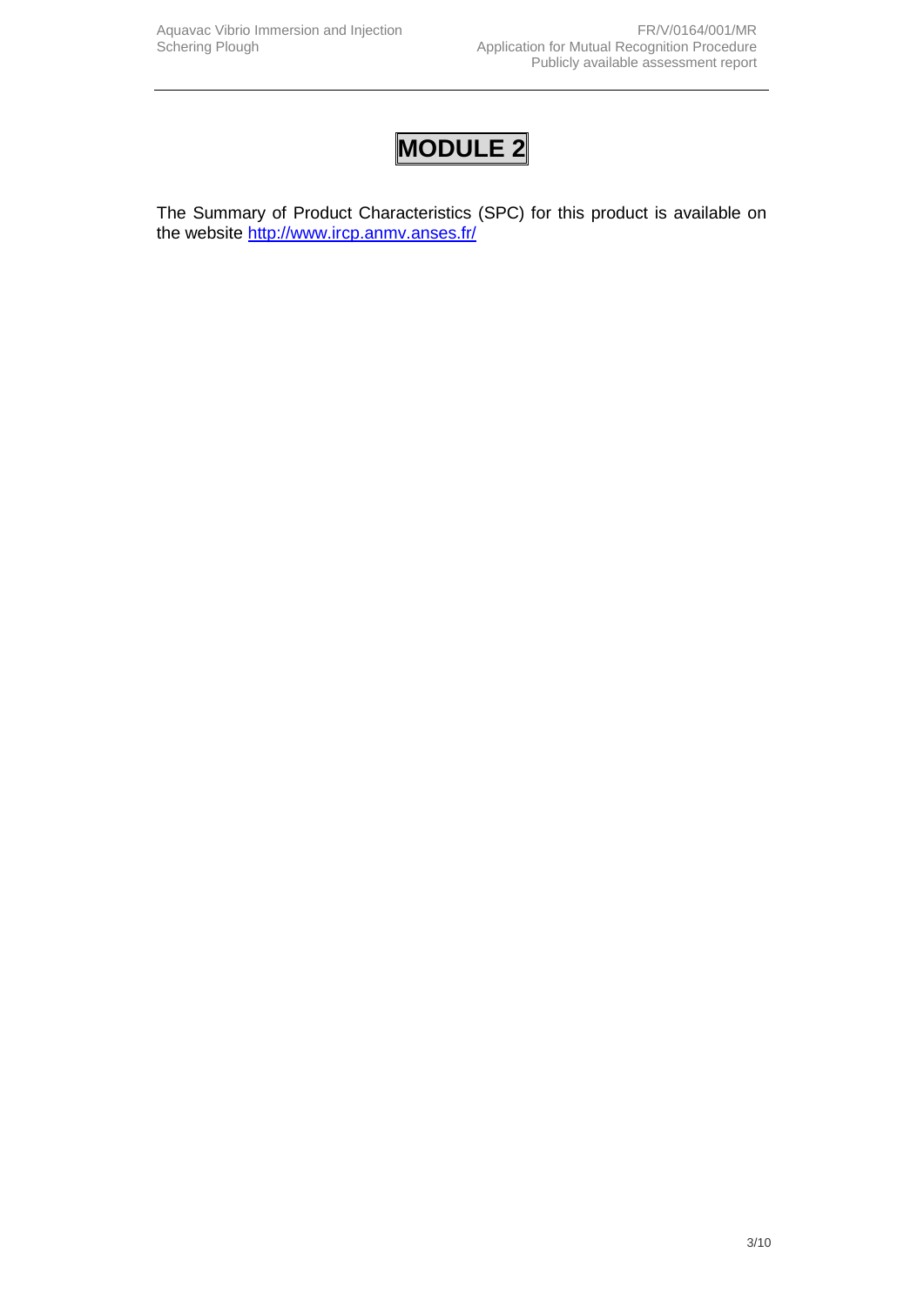# MODULE 2

The Summary of Product Characteristics (SPC) for this product is available on the website http://www.ircp.anmv.anses.fr/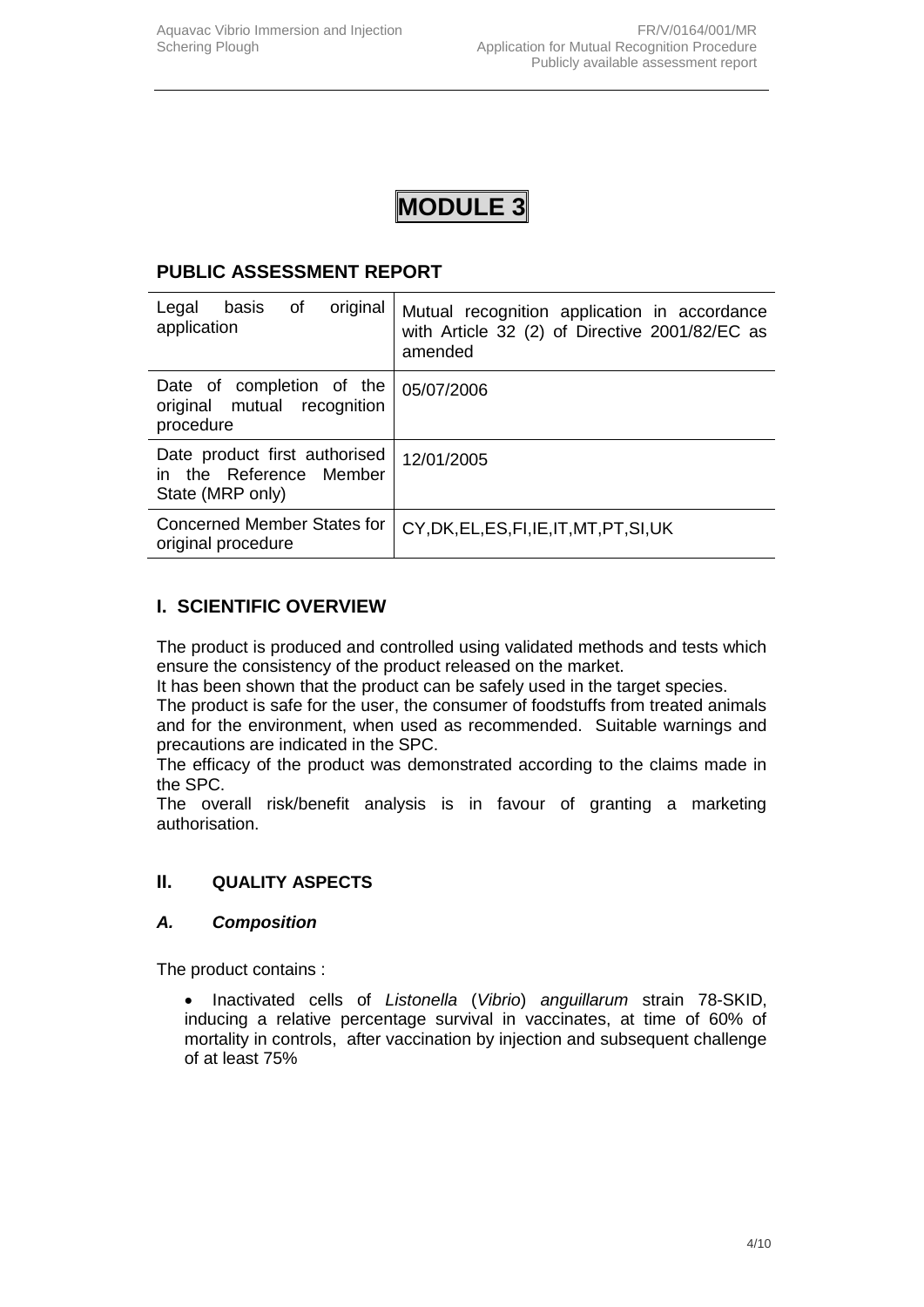# MODULE 3

## PUBLIC ASSESSMENT REPORT

| Legal basis of original application | Mutual recognition application in accordance with Article 32 (2) of Directive 2001/82/EC as amended |
|---|---|
| Date of completion of the original mutual recognition procedure | 05/07/2006 |
| Date product first authorised in the Reference Member State (MRP only) | 12/01/2005 |
| Concerned Member States for original procedure | CY,DK,EL,ES,FI,IE,IT,MT,PT,SI,UK |

## I. SCIENTIFIC OVERVIEW

The product is produced and controlled using validated methods and tests which ensure the consistency of the product released on the market.
It has been shown that the product can be safely used in the target species.
The product is safe for the user, the consumer of foodstuffs from treated animals and for the environment, when used as recommended. Suitable warnings and precautions are indicated in the SPC.
The efficacy of the product was demonstrated according to the claims made in the SPC.
The overall risk/benefit analysis is in favour of granting a marketing authorisation.

## II. QUALITY ASPECTS

### *A. Composition*

The product contains :

- Inactivated cells of *Listonella* (*Vibrio*) *anguillarum* strain 78-SKID, inducing a relative percentage survival in vaccinates, at time of 60% of mortality in controls, after vaccination by injection and subsequent challenge of at least 75%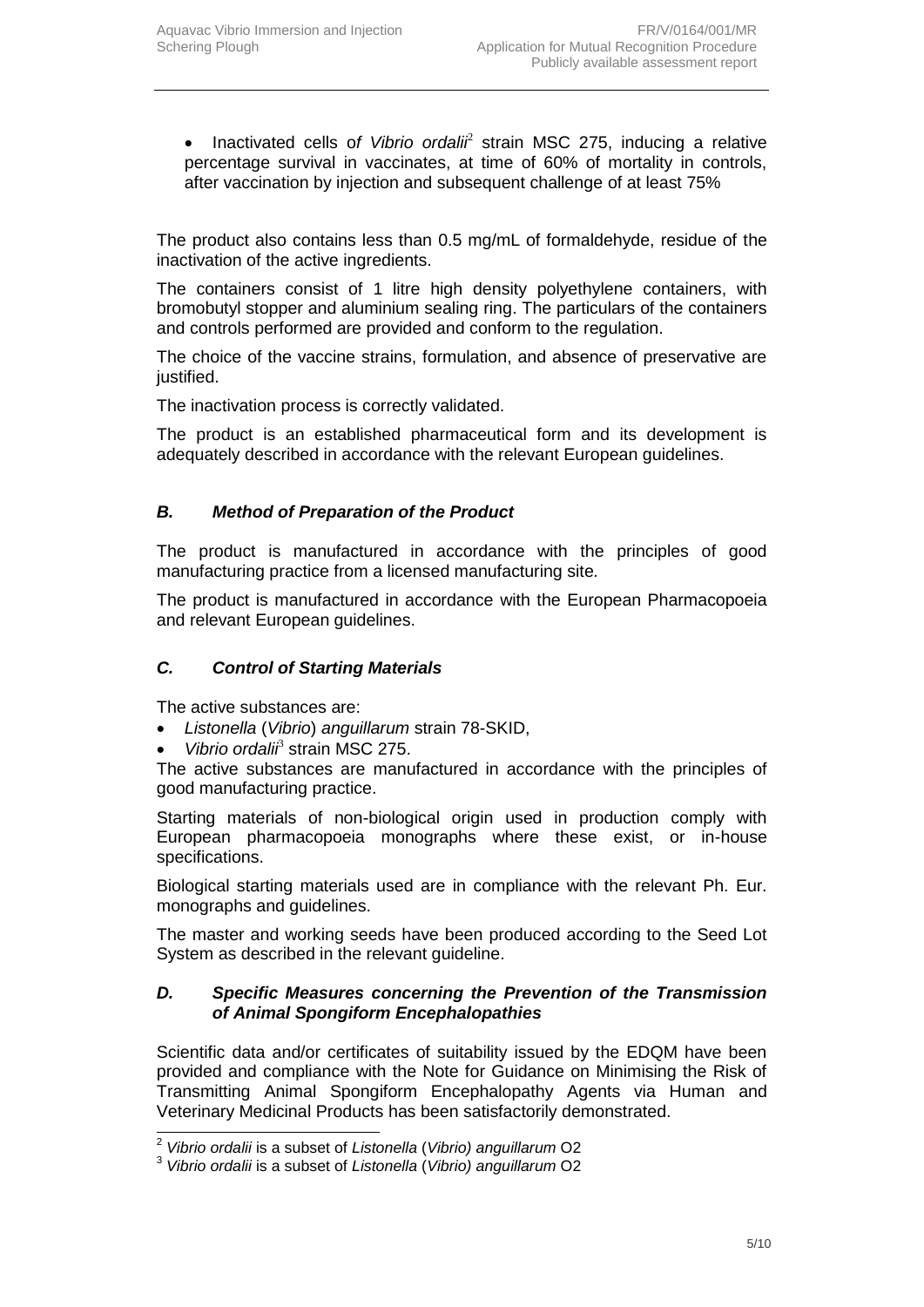- Inactivated cells of *Vibrio ordalii*[2] strain MSC 275, inducing a relative percentage survival in vaccinates, at time of 60% of mortality in controls, after vaccination by injection and subsequent challenge of at least 75%

The product also contains less than 0.5 mg/mL of formaldehyde, residue of the inactivation of the active ingredients.

The containers consist of 1 litre high density polyethylene containers, with bromobutyl stopper and aluminium sealing ring. The particulars of the containers and controls performed are provided and conform to the regulation.

The choice of the vaccine strains, formulation, and absence of preservative are justified.

The inactivation process is correctly validated.

The product is an established pharmaceutical form and its development is adequately described in accordance with the relevant European guidelines.

### *B. Method of Preparation of the Product*

The product is manufactured in accordance with the principles of good manufacturing practice from a licensed manufacturing site*.*

The product is manufactured in accordance with the European Pharmacopoeia and relevant European guidelines.

### *C. Control of Starting Materials*

The active substances are:

- *Listonella* (*Vibrio*) *anguillarum* strain 78-SKID,
- *Vibrio ordalii*[3] strain MSC 275.

The active substances are manufactured in accordance with the principles of good manufacturing practice.

Starting materials of non-biological origin used in production comply with European pharmacopoeia monographs where these exist, or in-house specifications.

Biological starting materials used are in compliance with the relevant Ph. Eur. monographs and guidelines.

The master and working seeds have been produced according to the Seed Lot System as described in the relevant guideline.

### *D. Specific Measures concerning the Prevention of the Transmission of Animal Spongiform Encephalopathies*

Scientific data and/or certificates of suitability issued by the EDQM have been provided and compliance with the Note for Guidance on Minimising the Risk of Transmitting Animal Spongiform Encephalopathy Agents via Human and Veterinary Medicinal Products has been satisfactorily demonstrated.

---

[2] *Vibrio ordalii* is a subset of *Listonella* (*Vibrio) anguillarum* O2

[3] *Vibrio ordalii* is a subset of *Listonella* (*Vibrio) anguillarum* O2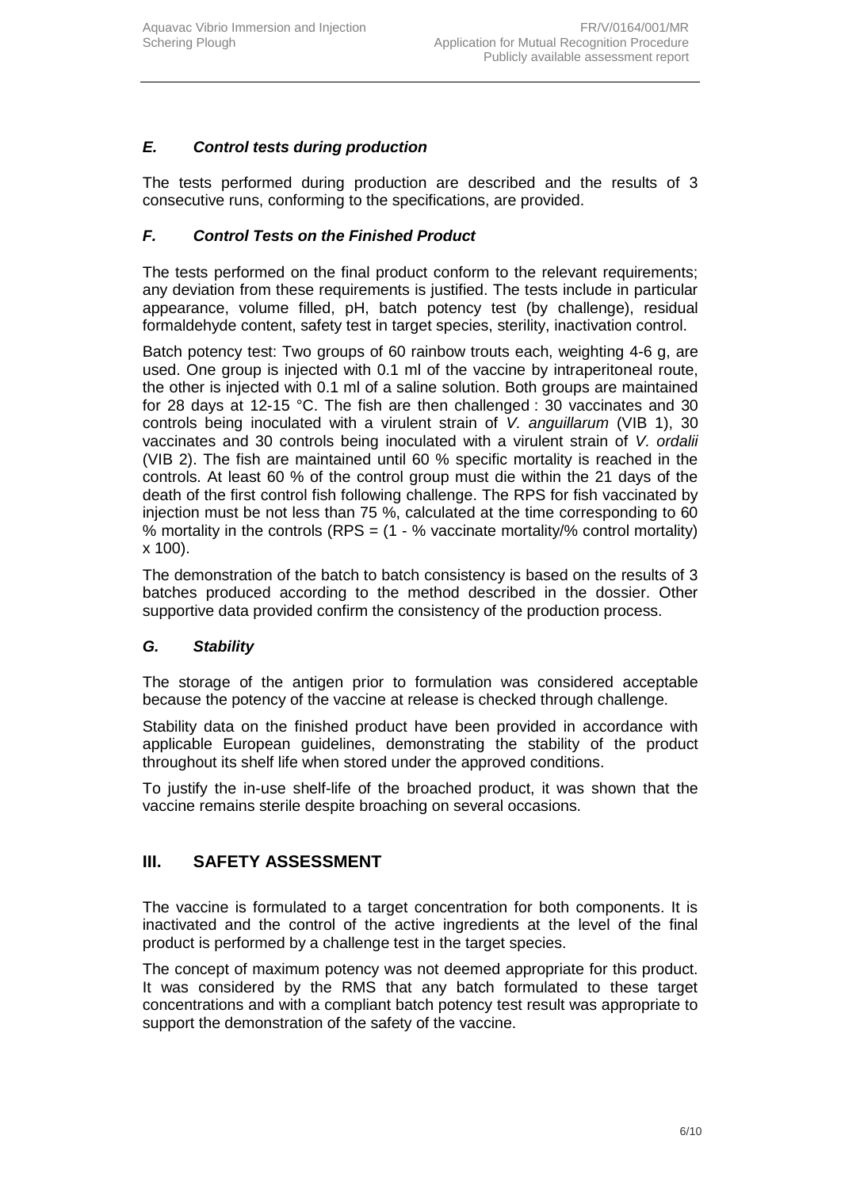### *E. Control tests during production*

The tests performed during production are described and the results of 3 consecutive runs, conforming to the specifications, are provided.

### *F. Control Tests on the Finished Product*

The tests performed on the final product conform to the relevant requirements; any deviation from these requirements is justified. The tests include in particular appearance, volume filled, pH, batch potency test (by challenge), residual formaldehyde content, safety test in target species, sterility, inactivation control.

Batch potency test: Two groups of 60 rainbow trouts each, weighting 4-6 g, are used. One group is injected with 0.1 ml of the vaccine by intraperitoneal route, the other is injected with 0.1 ml of a saline solution. Both groups are maintained for 28 days at 12-15 °C. The fish are then challenged : 30 vaccinates and 30 controls being inoculated with a virulent strain of *V. anguillarum* (VIB 1), 30 vaccinates and 30 controls being inoculated with a virulent strain of *V. ordalii* (VIB 2). The fish are maintained until 60 % specific mortality is reached in the controls. At least 60 % of the control group must die within the 21 days of the death of the first control fish following challenge. The RPS for fish vaccinated by injection must be not less than 75 %, calculated at the time corresponding to 60 % mortality in the controls (RPS = (1 - % vaccinate mortality/% control mortality) x 100).

The demonstration of the batch to batch consistency is based on the results of 3 batches produced according to the method described in the dossier. Other supportive data provided confirm the consistency of the production process.

### *G. Stability*

The storage of the antigen prior to formulation was considered acceptable because the potency of the vaccine at release is checked through challenge.

Stability data on the finished product have been provided in accordance with applicable European guidelines, demonstrating the stability of the product throughout its shelf life when stored under the approved conditions.

To justify the in-use shelf-life of the broached product, it was shown that the vaccine remains sterile despite broaching on several occasions.

## III. SAFETY ASSESSMENT

The vaccine is formulated to a target concentration for both components. It is inactivated and the control of the active ingredients at the level of the final product is performed by a challenge test in the target species.

The concept of maximum potency was not deemed appropriate for this product. It was considered by the RMS that any batch formulated to these target concentrations and with a compliant batch potency test result was appropriate to support the demonstration of the safety of the vaccine.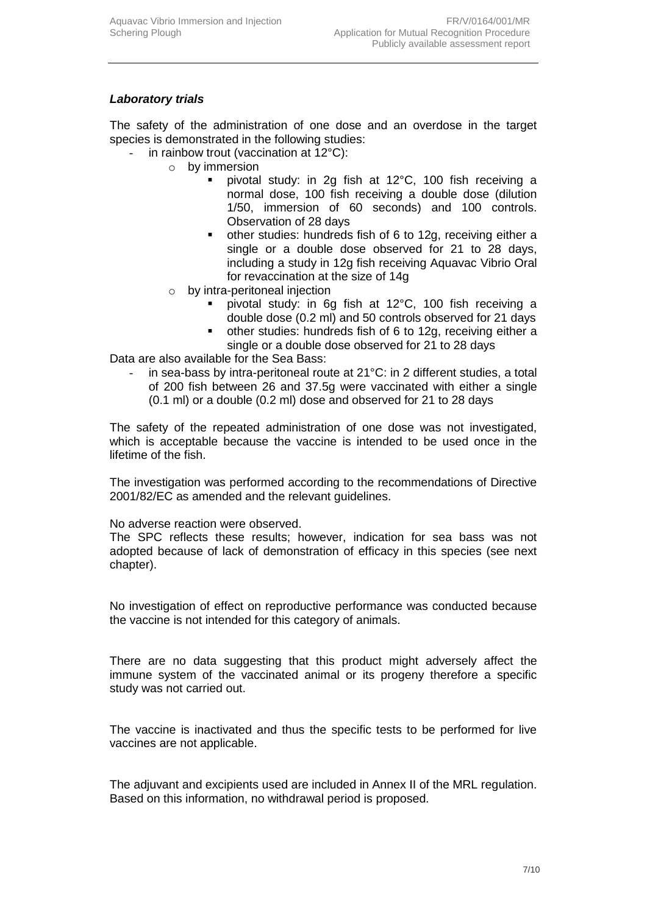***Laboratory trials***

The safety of the administration of one dose and an overdose in the target species is demonstrated in the following studies:

- in rainbow trout (vaccination at 12°C):
  - by immersion
    - pivotal study: in 2g fish at 12°C, 100 fish receiving a normal dose, 100 fish receiving a double dose (dilution 1/50, immersion of 60 seconds) and 100 controls. Observation of 28 days
    - other studies: hundreds fish of 6 to 12g, receiving either a single or a double dose observed for 21 to 28 days, including a study in 12g fish receiving Aquavac Vibrio Oral for revaccination at the size of 14g
  - by intra-peritoneal injection
    - pivotal study: in 6g fish at 12°C, 100 fish receiving a double dose (0.2 ml) and 50 controls observed for 21 days
    - other studies: hundreds fish of 6 to 12g, receiving either a single or a double dose observed for 21 to 28 days

Data are also available for the Sea Bass:

- in sea-bass by intra-peritoneal route at 21°C: in 2 different studies, a total of 200 fish between 26 and 37.5g were vaccinated with either a single (0.1 ml) or a double (0.2 ml) dose and observed for 21 to 28 days

The safety of the repeated administration of one dose was not investigated, which is acceptable because the vaccine is intended to be used once in the lifetime of the fish.

The investigation was performed according to the recommendations of Directive 2001/82/EC as amended and the relevant guidelines.

No adverse reaction were observed.
The SPC reflects these results; however, indication for sea bass was not adopted because of lack of demonstration of efficacy in this species (see next chapter).

No investigation of effect on reproductive performance was conducted because the vaccine is not intended for this category of animals.

There are no data suggesting that this product might adversely affect the immune system of the vaccinated animal or its progeny therefore a specific study was not carried out.

The vaccine is inactivated and thus the specific tests to be performed for live vaccines are not applicable.

The adjuvant and excipients used are included in Annex II of the MRL regulation. Based on this information, no withdrawal period is proposed.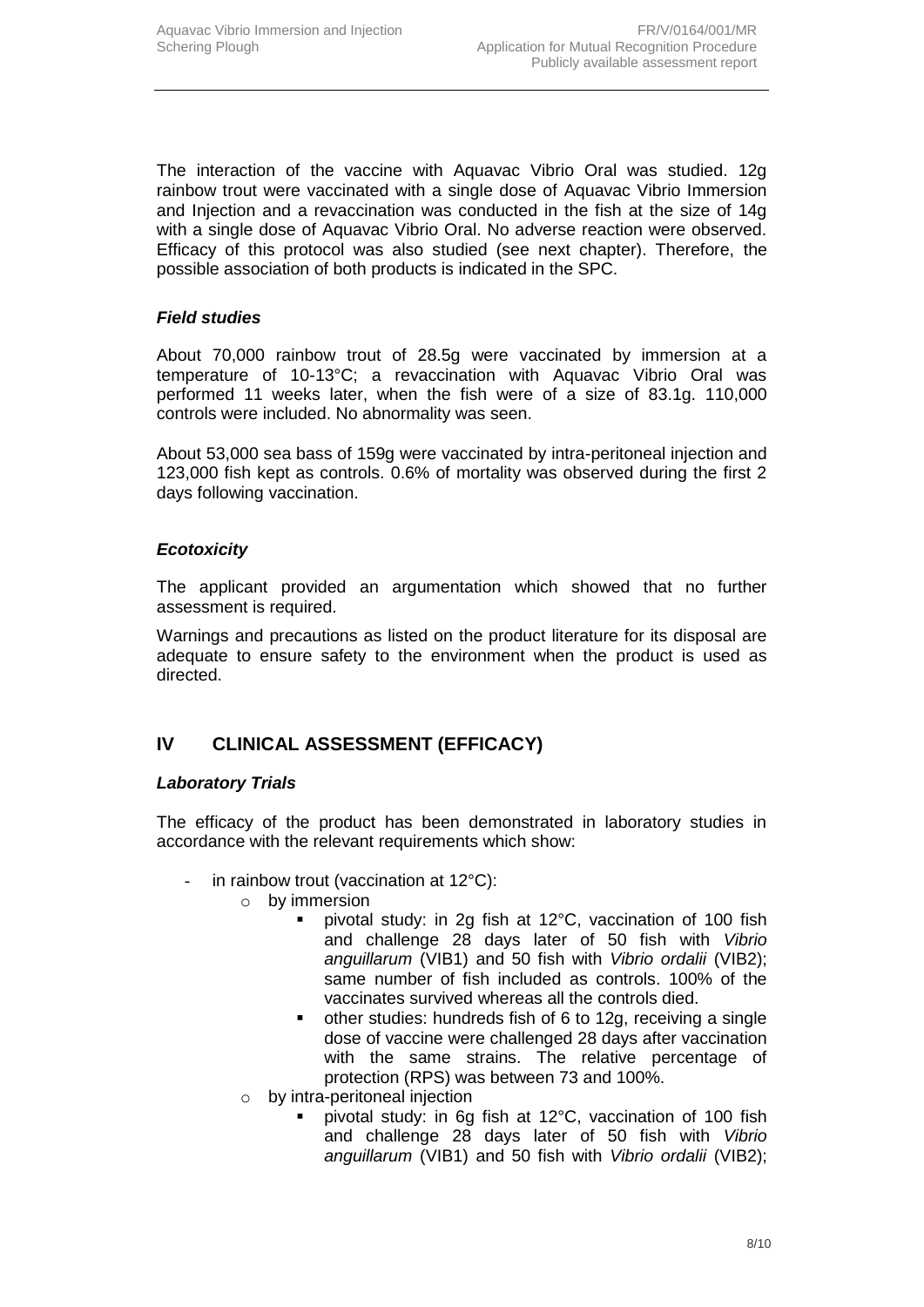The interaction of the vaccine with Aquavac Vibrio Oral was studied. 12g rainbow trout were vaccinated with a single dose of Aquavac Vibrio Immersion and Injection and a revaccination was conducted in the fish at the size of 14g with a single dose of Aquavac Vibrio Oral. No adverse reaction were observed. Efficacy of this protocol was also studied (see next chapter). Therefore, the possible association of both products is indicated in the SPC.

### *Field studies*

About 70,000 rainbow trout of 28.5g were vaccinated by immersion at a temperature of 10-13°C; a revaccination with Aquavac Vibrio Oral was performed 11 weeks later, when the fish were of a size of 83.1g. 110,000 controls were included. No abnormality was seen.

About 53,000 sea bass of 159g were vaccinated by intra-peritoneal injection and 123,000 fish kept as controls. 0.6% of mortality was observed during the first 2 days following vaccination.

### *Ecotoxicity*

The applicant provided an argumentation which showed that no further assessment is required.

Warnings and precautions as listed on the product literature for its disposal are adequate to ensure safety to the environment when the product is used as directed.

## IV CLINICAL ASSESSMENT (EFFICACY)

### *Laboratory Trials*

The efficacy of the product has been demonstrated in laboratory studies in accordance with the relevant requirements which show:

- in rainbow trout (vaccination at 12°C):
  - by immersion
    - pivotal study: in 2g fish at 12°C, vaccination of 100 fish and challenge 28 days later of 50 fish with *Vibrio anguillarum* (VIB1) and 50 fish with *Vibrio ordalii* (VIB2); same number of fish included as controls. 100% of the vaccinates survived whereas all the controls died.
    - other studies: hundreds fish of 6 to 12g, receiving a single dose of vaccine were challenged 28 days after vaccination with the same strains. The relative percentage of protection (RPS) was between 73 and 100%.
  - by intra-peritoneal injection
    - pivotal study: in 6g fish at 12°C, vaccination of 100 fish and challenge 28 days later of 50 fish with *Vibrio anguillarum* (VIB1) and 50 fish with *Vibrio ordalii* (VIB2);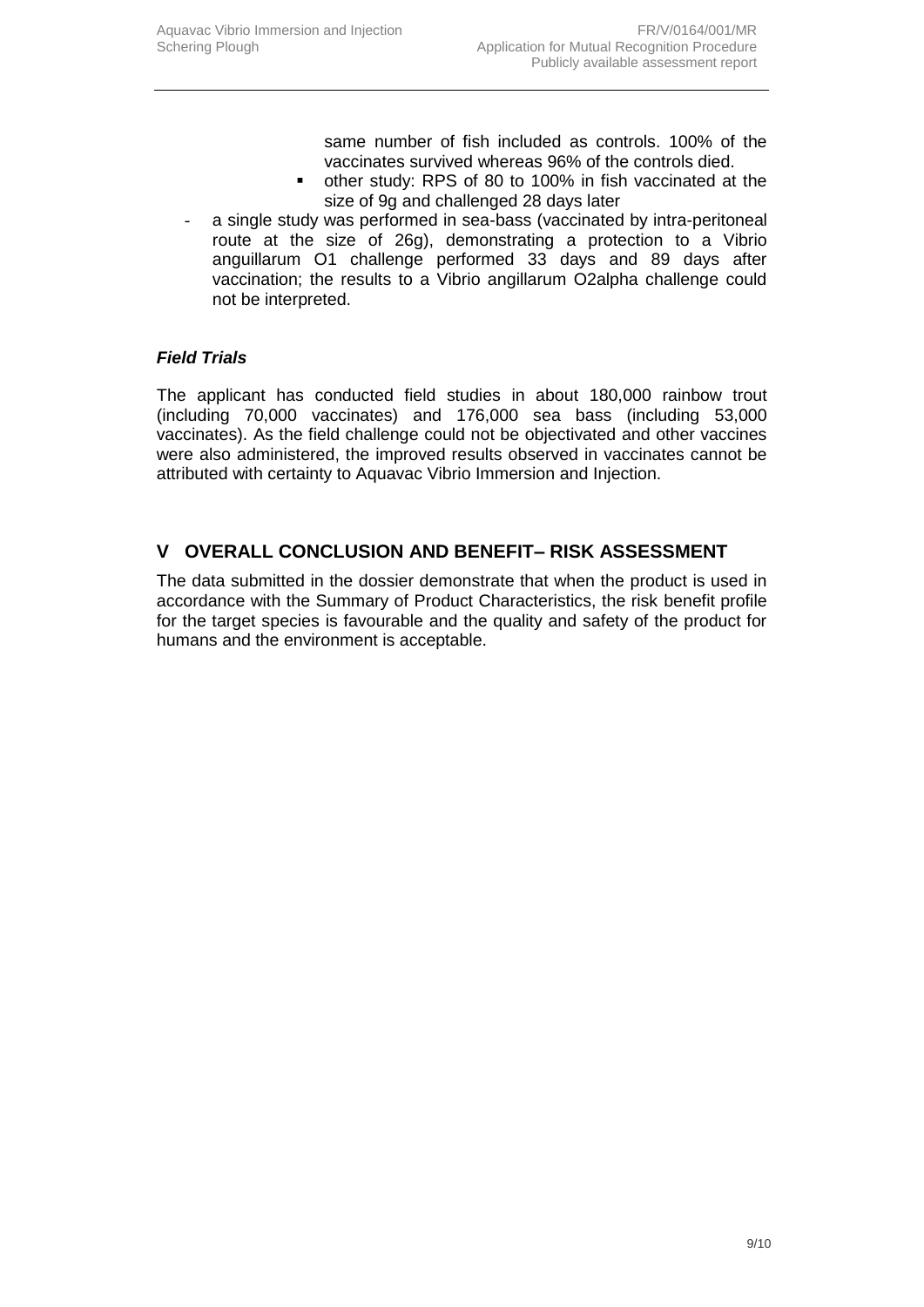same number of fish included as controls. 100% of the vaccinates survived whereas 96% of the controls died.

  - other study: RPS of 80 to 100% in fish vaccinated at the size of 9g and challenged 28 days later

- a single study was performed in sea-bass (vaccinated by intra-peritoneal route at the size of 26g), demonstrating a protection to a Vibrio anguillarum O1 challenge performed 33 days and 89 days after vaccination; the results to a Vibrio angillarum O2alpha challenge could not be interpreted.

### *Field Trials*

The applicant has conducted field studies in about 180,000 rainbow trout (including 70,000 vaccinates) and 176,000 sea bass (including 53,000 vaccinates). As the field challenge could not be objectivated and other vaccines were also administered, the improved results observed in vaccinates cannot be attributed with certainty to Aquavac Vibrio Immersion and Injection.

## V OVERALL CONCLUSION AND BENEFIT– RISK ASSESSMENT

The data submitted in the dossier demonstrate that when the product is used in accordance with the Summary of Product Characteristics, the risk benefit profile for the target species is favourable and the quality and safety of the product for humans and the environment is acceptable.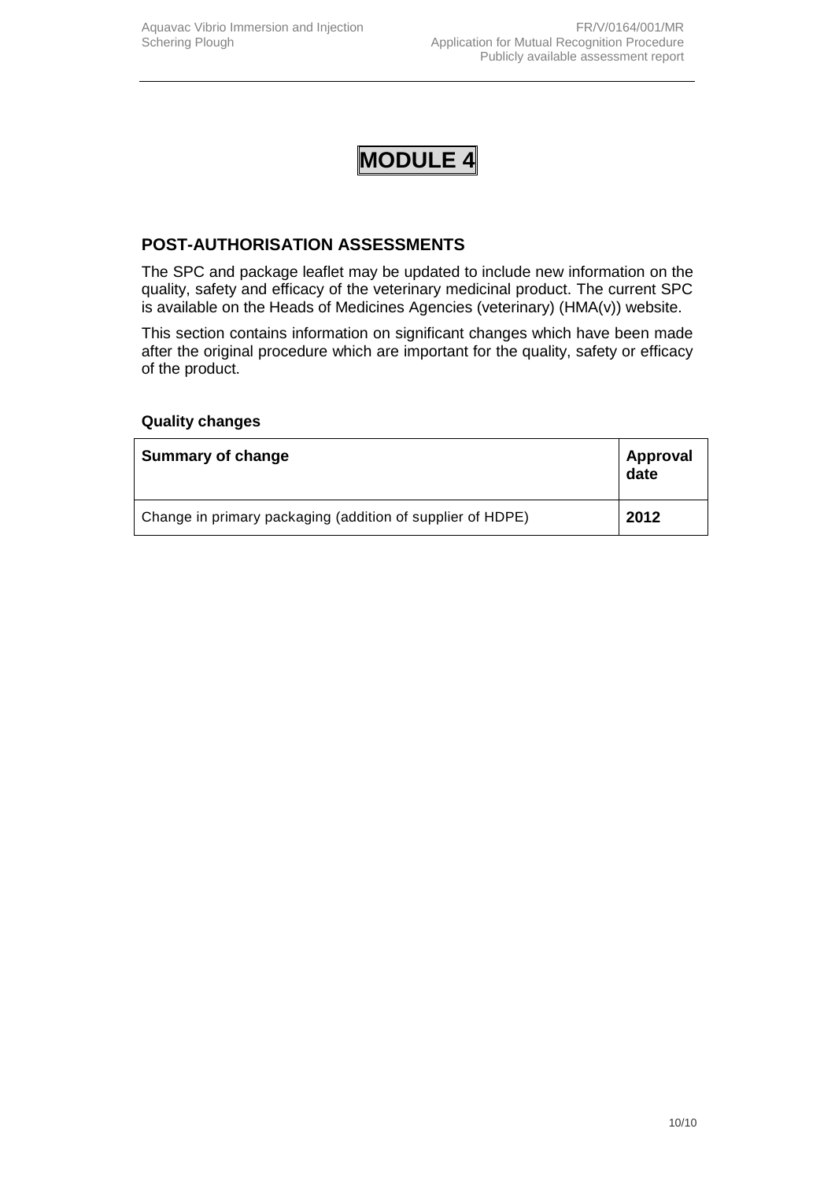# MODULE 4

## POST-AUTHORISATION ASSESSMENTS

The SPC and package leaflet may be updated to include new information on the quality, safety and efficacy of the veterinary medicinal product. The current SPC is available on the Heads of Medicines Agencies (veterinary) (HMA(v)) website.

This section contains information on significant changes which have been made after the original procedure which are important for the quality, safety or efficacy of the product.

### Quality changes

| Summary of change | Approval date |
|---|---|
| Change in primary packaging (addition of supplier of HDPE) | **2012** |